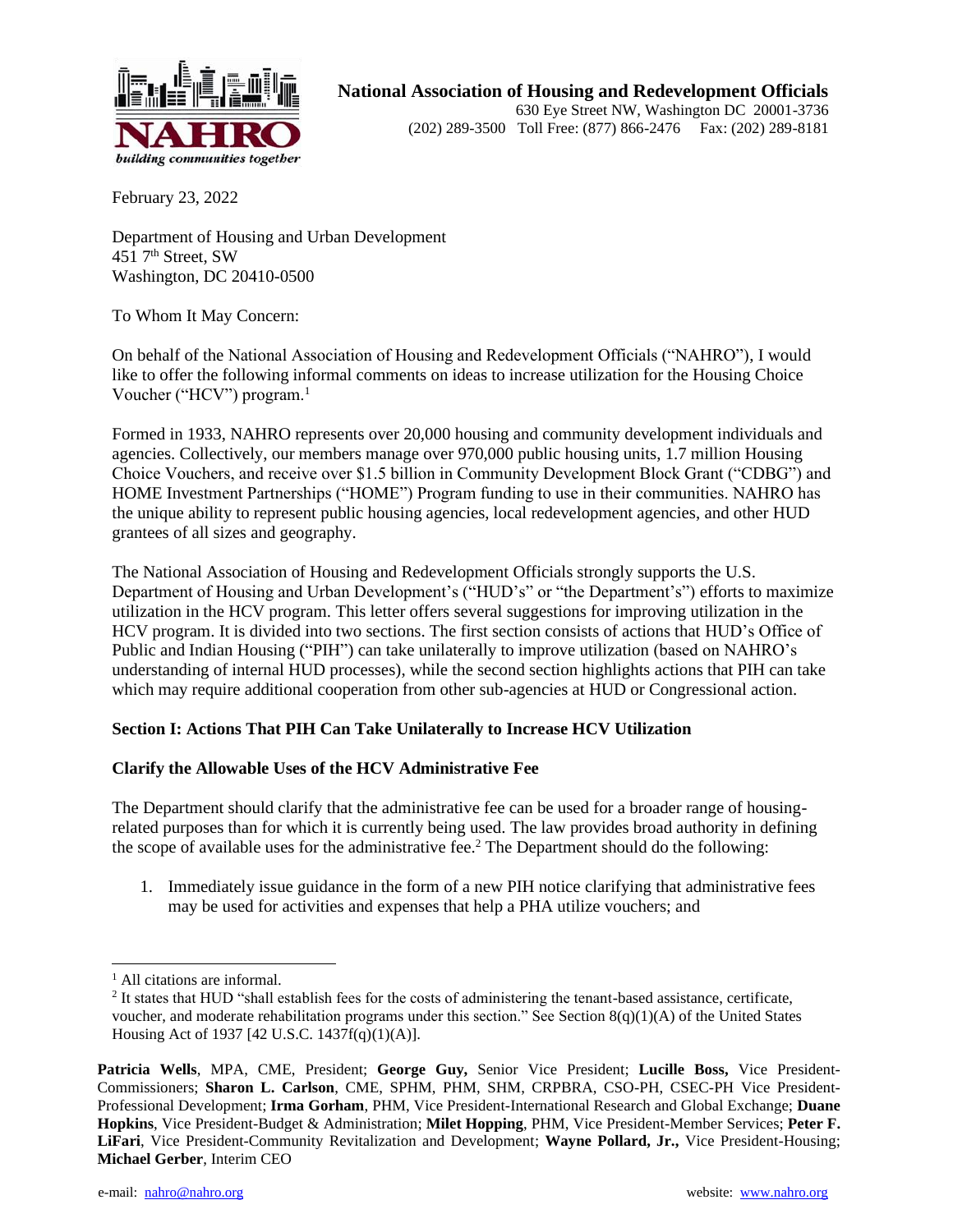**National Association of Housing and Redevelopment Officials**
630 Eye Street NW, Washington DC 20001-3736
(202) 289-3500 Toll Free: (877) 866-2476 Fax: (202) 289-8181

NAHRO
*building communities together*

February 23, 2022

Department of Housing and Urban Development
451 7th Street, SW
Washington, DC 20410-0500

To Whom It May Concern:

On behalf of the National Association of Housing and Redevelopment Officials ("NAHRO"), I would like to offer the following informal comments on ideas to increase utilization for the Housing Choice Voucher ("HCV") program.[1]

Formed in 1933, NAHRO represents over 20,000 housing and community development individuals and agencies. Collectively, our members manage over 970,000 public housing units, 1.7 million Housing Choice Vouchers, and receive over $1.5 billion in Community Development Block Grant ("CDBG") and HOME Investment Partnerships ("HOME") Program funding to use in their communities. NAHRO has the unique ability to represent public housing agencies, local redevelopment agencies, and other HUD grantees of all sizes and geography.

The National Association of Housing and Redevelopment Officials strongly supports the U.S. Department of Housing and Urban Development's ("HUD's" or "the Department's") efforts to maximize utilization in the HCV program. This letter offers several suggestions for improving utilization in the HCV program. It is divided into two sections. The first section consists of actions that HUD's Office of Public and Indian Housing ("PIH") can take unilaterally to improve utilization (based on NAHRO's understanding of internal HUD processes), while the second section highlights actions that PIH can take which may require additional cooperation from other sub-agencies at HUD or Congressional action.

**Section I: Actions That PIH Can Take Unilaterally to Increase HCV Utilization**

**Clarify the Allowable Uses of the HCV Administrative Fee**

The Department should clarify that the administrative fee can be used for a broader range of housing-related purposes than for which it is currently being used. The law provides broad authority in defining the scope of available uses for the administrative fee.[2] The Department should do the following:

1. Immediately issue guidance in the form of a new PIH notice clarifying that administrative fees may be used for activities and expenses that help a PHA utilize vouchers; and

---

[1] All citations are informal.

[2] It states that HUD "shall establish fees for the costs of administering the tenant-based assistance, certificate, voucher, and moderate rehabilitation programs under this section." See Section 8(q)(1)(A) of the United States Housing Act of 1937 [42 U.S.C. 1437f(q)(1)(A)].

**Patricia Wells**, MPA, CME, President; **George Guy,** Senior Vice President; **Lucille Boss,** Vice President-Commissioners; **Sharon L. Carlson**, CME, SPHM, PHM, SHM, CRPBRA, CSO-PH, CSEC-PH Vice President-Professional Development; **Irma Gorham**, PHM, Vice President-International Research and Global Exchange; **Duane Hopkins**, Vice President-Budget & Administration; **Milet Hopping**, PHM, Vice President-Member Services; **Peter F. LiFari**, Vice President-Community Revitalization and Development; **Wayne Pollard, Jr.,** Vice President-Housing; **Michael Gerber**, Interim CEO

e-mail: nahro@nahro.org website: www.nahro.org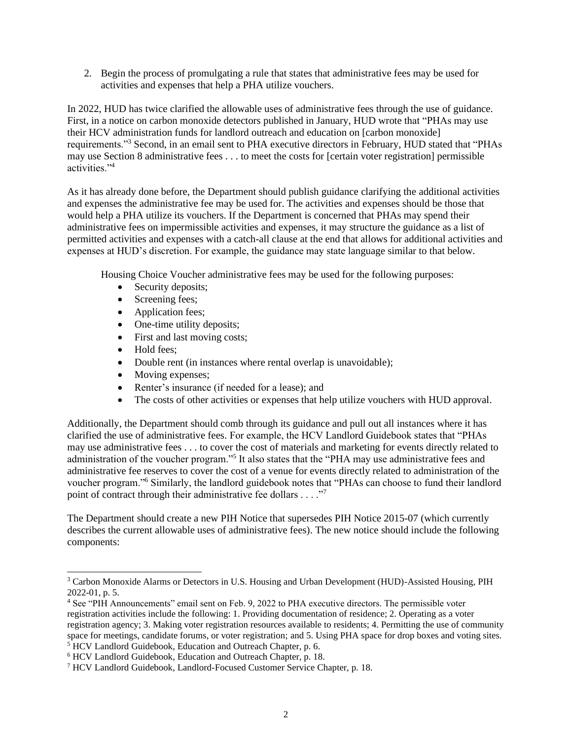2. Begin the process of promulgating a rule that states that administrative fees may be used for activities and expenses that help a PHA utilize vouchers.

In 2022, HUD has twice clarified the allowable uses of administrative fees through the use of guidance. First, in a notice on carbon monoxide detectors published in January, HUD wrote that "PHAs may use their HCV administration funds for landlord outreach and education on [carbon monoxide] requirements."[3] Second, in an email sent to PHA executive directors in February, HUD stated that "PHAs may use Section 8 administrative fees . . . to meet the costs for [certain voter registration] permissible activities."[4]

As it has already done before, the Department should publish guidance clarifying the additional activities and expenses the administrative fee may be used for. The activities and expenses should be those that would help a PHA utilize its vouchers. If the Department is concerned that PHAs may spend their administrative fees on impermissible activities and expenses, it may structure the guidance as a list of permitted activities and expenses with a catch-all clause at the end that allows for additional activities and expenses at HUD's discretion. For example, the guidance may state language similar to that below.

> Housing Choice Voucher administrative fees may be used for the following purposes:
>
> - Security deposits;
> - Screening fees;
> - Application fees;
> - One-time utility deposits;
> - First and last moving costs;
> - Hold fees;
> - Double rent (in instances where rental overlap is unavoidable);
> - Moving expenses;
> - Renter's insurance (if needed for a lease); and
> - The costs of other activities or expenses that help utilize vouchers with HUD approval.

Additionally, the Department should comb through its guidance and pull out all instances where it has clarified the use of administrative fees. For example, the HCV Landlord Guidebook states that "PHAs may use administrative fees . . . to cover the cost of materials and marketing for events directly related to administration of the voucher program."[5] It also states that the "PHA may use administrative fees and administrative fee reserves to cover the cost of a venue for events directly related to administration of the voucher program."[6] Similarly, the landlord guidebook notes that "PHAs can choose to fund their landlord point of contract through their administrative fee dollars . . . ."[7]

The Department should create a new PIH Notice that supersedes PIH Notice 2015-07 (which currently describes the current allowable uses of administrative fees). The new notice should include the following components:

---

[3] Carbon Monoxide Alarms or Detectors in U.S. Housing and Urban Development (HUD)-Assisted Housing, PIH 2022-01, p. 5.

[4] See "PIH Announcements" email sent on Feb. 9, 2022 to PHA executive directors. The permissible voter registration activities include the following: 1. Providing documentation of residence; 2. Operating as a voter registration agency; 3. Making voter registration resources available to residents; 4. Permitting the use of community space for meetings, candidate forums, or voter registration; and 5. Using PHA space for drop boxes and voting sites.

[5] HCV Landlord Guidebook, Education and Outreach Chapter, p. 6.

[6] HCV Landlord Guidebook, Education and Outreach Chapter, p. 18.

[7] HCV Landlord Guidebook, Landlord-Focused Customer Service Chapter, p. 18.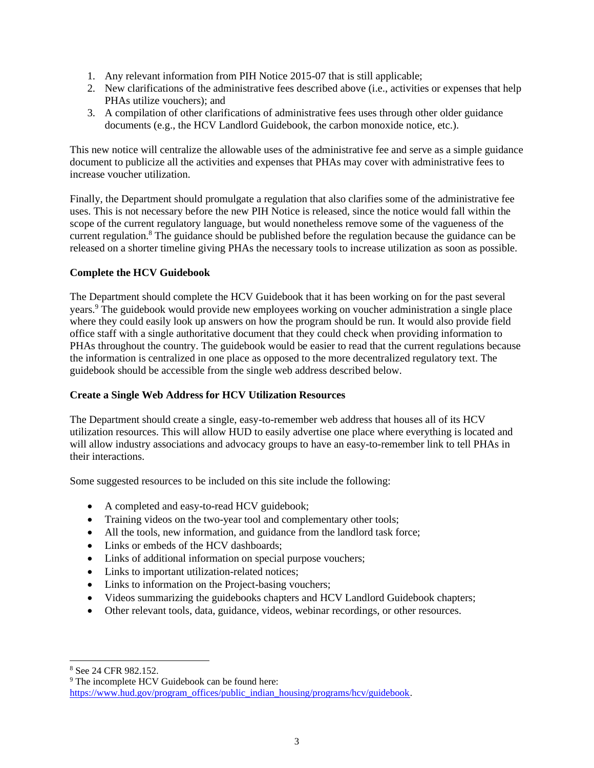1. Any relevant information from PIH Notice 2015-07 that is still applicable;
2. New clarifications of the administrative fees described above (i.e., activities or expenses that help PHAs utilize vouchers); and
3. A compilation of other clarifications of administrative fees uses through other older guidance documents (e.g., the HCV Landlord Guidebook, the carbon monoxide notice, etc.).

This new notice will centralize the allowable uses of the administrative fee and serve as a simple guidance document to publicize all the activities and expenses that PHAs may cover with administrative fees to increase voucher utilization.

Finally, the Department should promulgate a regulation that also clarifies some of the administrative fee uses. This is not necessary before the new PIH Notice is released, since the notice would fall within the scope of the current regulatory language, but would nonetheless remove some of the vagueness of the current regulation.[8] The guidance should be published before the regulation because the guidance can be released on a shorter timeline giving PHAs the necessary tools to increase utilization as soon as possible.

**Complete the HCV Guidebook**

The Department should complete the HCV Guidebook that it has been working on for the past several years.[9] The guidebook would provide new employees working on voucher administration a single place where they could easily look up answers on how the program should be run. It would also provide field office staff with a single authoritative document that they could check when providing information to PHAs throughout the country. The guidebook would be easier to read that the current regulations because the information is centralized in one place as opposed to the more decentralized regulatory text. The guidebook should be accessible from the single web address described below.

**Create a Single Web Address for HCV Utilization Resources**

The Department should create a single, easy-to-remember web address that houses all of its HCV utilization resources. This will allow HUD to easily advertise one place where everything is located and will allow industry associations and advocacy groups to have an easy-to-remember link to tell PHAs in their interactions.

Some suggested resources to be included on this site include the following:

- A completed and easy-to-read HCV guidebook;
- Training videos on the two-year tool and complementary other tools;
- All the tools, new information, and guidance from the landlord task force;
- Links or embeds of the HCV dashboards;
- Links of additional information on special purpose vouchers;
- Links to important utilization-related notices;
- Links to information on the Project-basing vouchers;
- Videos summarizing the guidebooks chapters and HCV Landlord Guidebook chapters;
- Other relevant tools, data, guidance, videos, webinar recordings, or other resources.

---

[8] See 24 CFR 982.152.

[9] The incomplete HCV Guidebook can be found here: https://www.hud.gov/program_offices/public_indian_housing/programs/hcv/guidebook.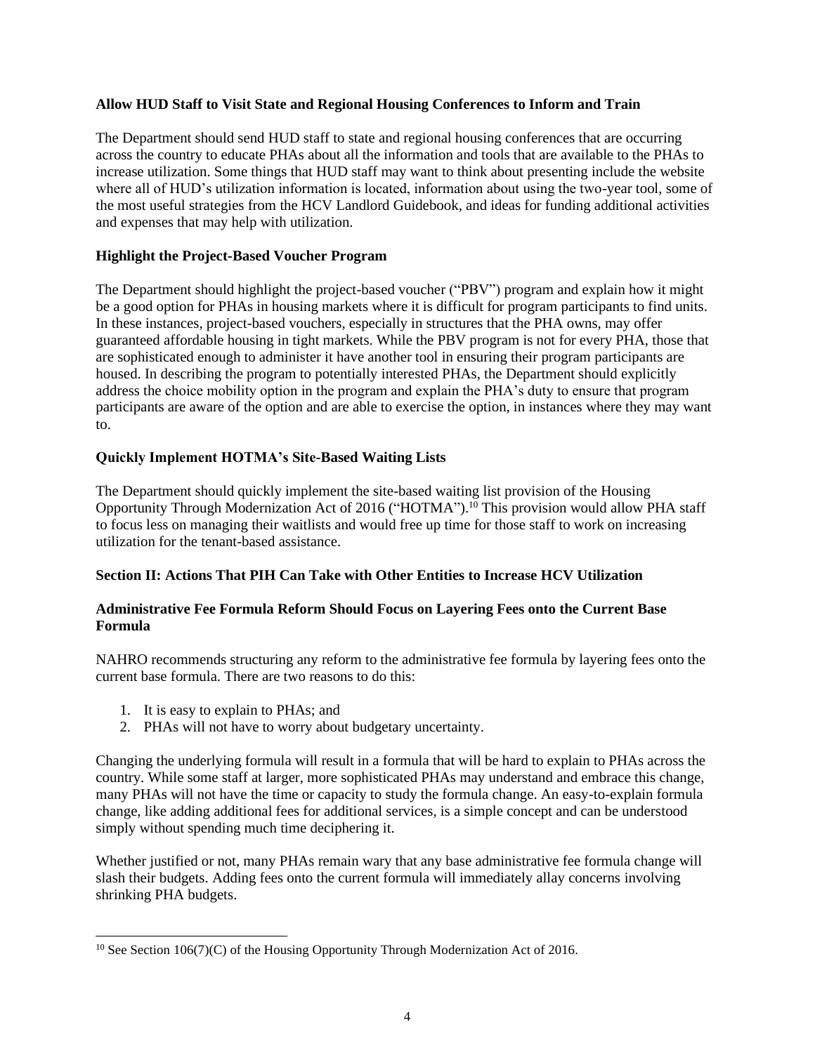**Allow HUD Staff to Visit State and Regional Housing Conferences to Inform and Train**

The Department should send HUD staff to state and regional housing conferences that are occurring across the country to educate PHAs about all the information and tools that are available to the PHAs to increase utilization. Some things that HUD staff may want to think about presenting include the website where all of HUD's utilization information is located, information about using the two-year tool, some of the most useful strategies from the HCV Landlord Guidebook, and ideas for funding additional activities and expenses that may help with utilization.

**Highlight the Project-Based Voucher Program**

The Department should highlight the project-based voucher ("PBV") program and explain how it might be a good option for PHAs in housing markets where it is difficult for program participants to find units. In these instances, project-based vouchers, especially in structures that the PHA owns, may offer guaranteed affordable housing in tight markets. While the PBV program is not for every PHA, those that are sophisticated enough to administer it have another tool in ensuring their program participants are housed. In describing the program to potentially interested PHAs, the Department should explicitly address the choice mobility option in the program and explain the PHA's duty to ensure that program participants are aware of the option and are able to exercise the option, in instances where they may want to.

**Quickly Implement HOTMA's Site-Based Waiting Lists**

The Department should quickly implement the site-based waiting list provision of the Housing Opportunity Through Modernization Act of 2016 ("HOTMA").[10] This provision would allow PHA staff to focus less on managing their waitlists and would free up time for those staff to work on increasing utilization for the tenant-based assistance.

**Section II: Actions That PIH Can Take with Other Entities to Increase HCV Utilization**

**Administrative Fee Formula Reform Should Focus on Layering Fees onto the Current Base Formula**

NAHRO recommends structuring any reform to the administrative fee formula by layering fees onto the current base formula. There are two reasons to do this:

1. It is easy to explain to PHAs; and
2. PHAs will not have to worry about budgetary uncertainty.

Changing the underlying formula will result in a formula that will be hard to explain to PHAs across the country. While some staff at larger, more sophisticated PHAs may understand and embrace this change, many PHAs will not have the time or capacity to study the formula change. An easy-to-explain formula change, like adding additional fees for additional services, is a simple concept and can be understood simply without spending much time deciphering it.

Whether justified or not, many PHAs remain wary that any base administrative fee formula change will slash their budgets. Adding fees onto the current formula will immediately allay concerns involving shrinking PHA budgets.

[10] See Section 106(7)(C) of the Housing Opportunity Through Modernization Act of 2016.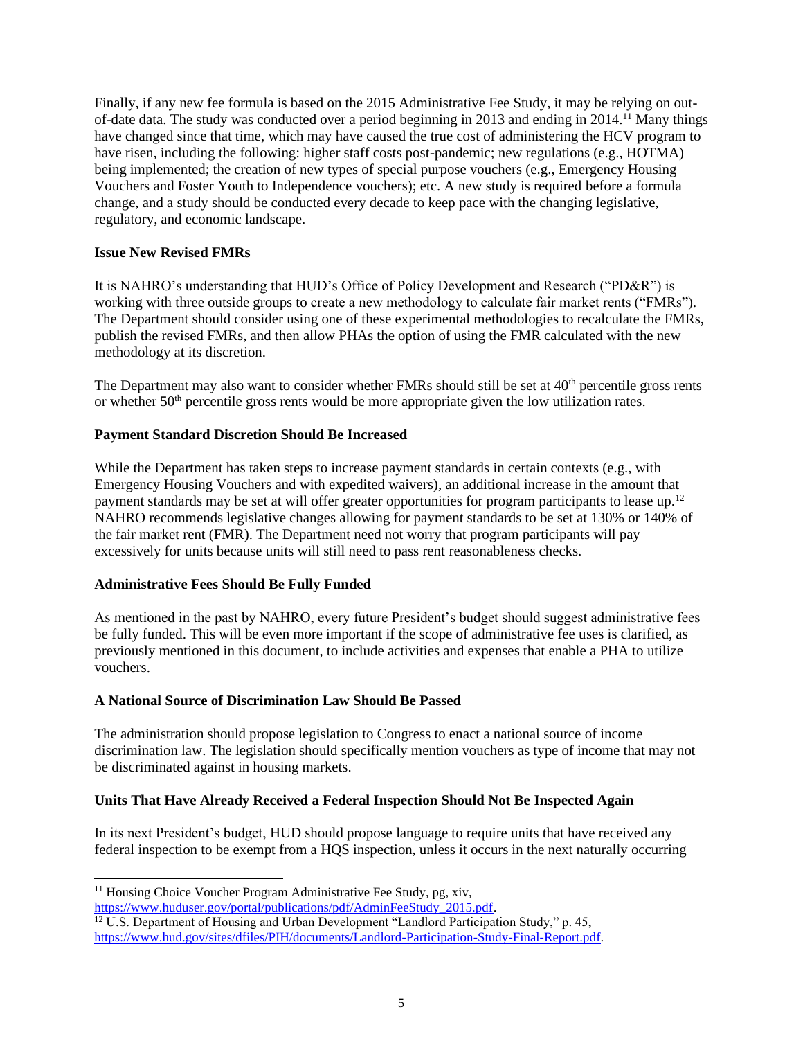Finally, if any new fee formula is based on the 2015 Administrative Fee Study, it may be relying on out-of-date data. The study was conducted over a period beginning in 2013 and ending in 2014.[11] Many things have changed since that time, which may have caused the true cost of administering the HCV program to have risen, including the following: higher staff costs post-pandemic; new regulations (e.g., HOTMA) being implemented; the creation of new types of special purpose vouchers (e.g., Emergency Housing Vouchers and Foster Youth to Independence vouchers); etc. A new study is required before a formula change, and a study should be conducted every decade to keep pace with the changing legislative, regulatory, and economic landscape.

**Issue New Revised FMRs**

It is NAHRO's understanding that HUD's Office of Policy Development and Research ("PD&R") is working with three outside groups to create a new methodology to calculate fair market rents ("FMRs"). The Department should consider using one of these experimental methodologies to recalculate the FMRs, publish the revised FMRs, and then allow PHAs the option of using the FMR calculated with the new methodology at its discretion.

The Department may also want to consider whether FMRs should still be set at 40th percentile gross rents or whether 50th percentile gross rents would be more appropriate given the low utilization rates.

**Payment Standard Discretion Should Be Increased**

While the Department has taken steps to increase payment standards in certain contexts (e.g., with Emergency Housing Vouchers and with expedited waivers), an additional increase in the amount that payment standards may be set at will offer greater opportunities for program participants to lease up.[12] NAHRO recommends legislative changes allowing for payment standards to be set at 130% or 140% of the fair market rent (FMR). The Department need not worry that program participants will pay excessively for units because units will still need to pass rent reasonableness checks.

**Administrative Fees Should Be Fully Funded**

As mentioned in the past by NAHRO, every future President's budget should suggest administrative fees be fully funded. This will be even more important if the scope of administrative fee uses is clarified, as previously mentioned in this document, to include activities and expenses that enable a PHA to utilize vouchers.

**A National Source of Discrimination Law Should Be Passed**

The administration should propose legislation to Congress to enact a national source of income discrimination law. The legislation should specifically mention vouchers as type of income that may not be discriminated against in housing markets.

**Units That Have Already Received a Federal Inspection Should Not Be Inspected Again**

In its next President's budget, HUD should propose language to require units that have received any federal inspection to be exempt from a HQS inspection, unless it occurs in the next naturally occurring

---

[11] Housing Choice Voucher Program Administrative Fee Study, pg, xiv, https://www.huduser.gov/portal/publications/pdf/AdminFeeStudy_2015.pdf.

[12] U.S. Department of Housing and Urban Development "Landlord Participation Study," p. 45, https://www.hud.gov/sites/dfiles/PIH/documents/Landlord-Participation-Study-Final-Report.pdf.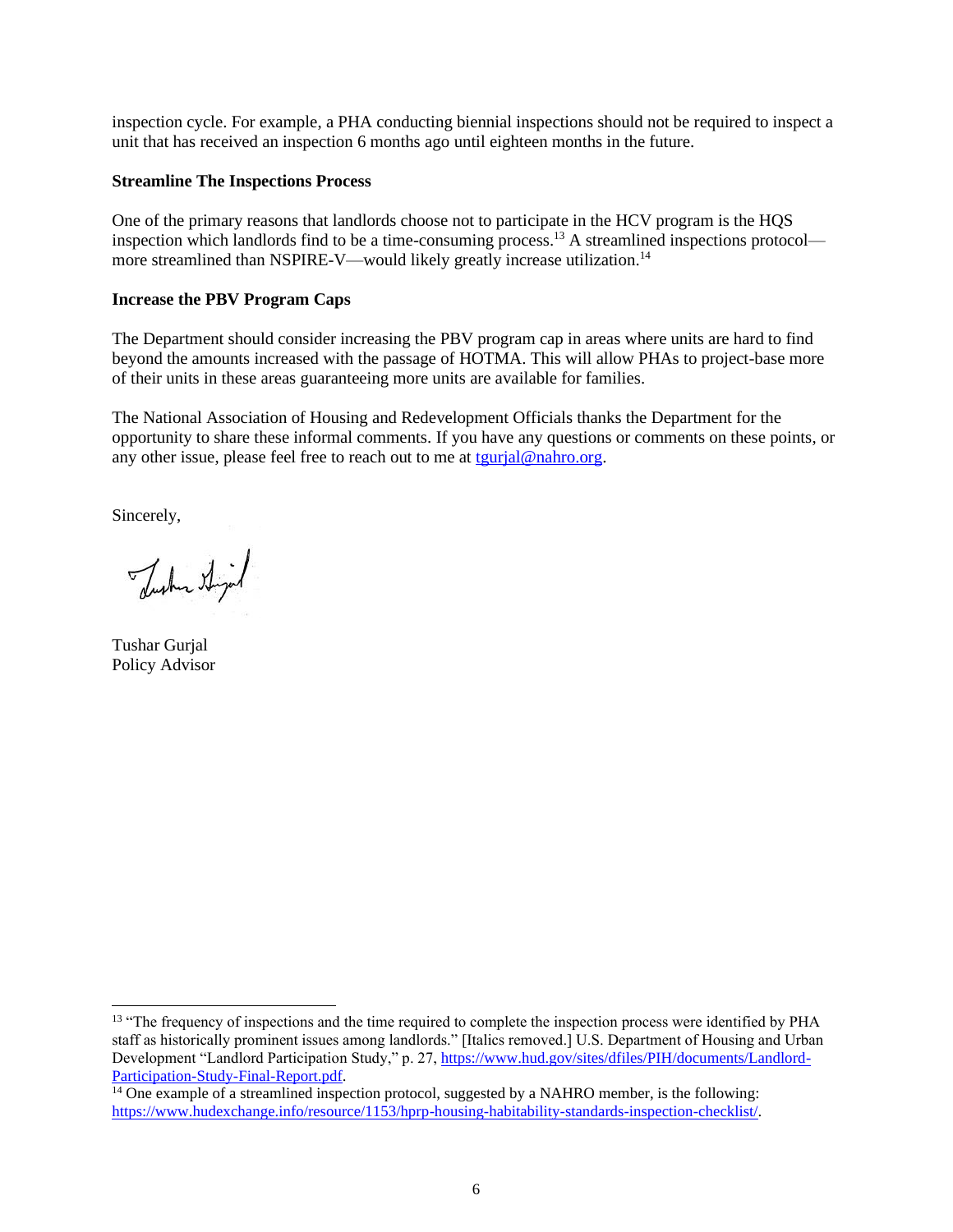inspection cycle. For example, a PHA conducting biennial inspections should not be required to inspect a unit that has received an inspection 6 months ago until eighteen months in the future.

**Streamline The Inspections Process**

One of the primary reasons that landlords choose not to participate in the HCV program is the HQS inspection which landlords find to be a time-consuming process.[13] A streamlined inspections protocol—more streamlined than NSPIRE-V—would likely greatly increase utilization.[14]

**Increase the PBV Program Caps**

The Department should consider increasing the PBV program cap in areas where units are hard to find beyond the amounts increased with the passage of HOTMA. This will allow PHAs to project-base more of their units in these areas guaranteeing more units are available for families.

The National Association of Housing and Redevelopment Officials thanks the Department for the opportunity to share these informal comments. If you have any questions or comments on these points, or any other issue, please feel free to reach out to me at tgurjal@nahro.org.

Sincerely,

Tushar Gurjal
Policy Advisor

---

[13] "The frequency of inspections and the time required to complete the inspection process were identified by PHA staff as historically prominent issues among landlords." [Italics removed.] U.S. Department of Housing and Urban Development "Landlord Participation Study," p. 27, https://www.hud.gov/sites/dfiles/PIH/documents/Landlord-Participation-Study-Final-Report.pdf.

[14] One example of a streamlined inspection protocol, suggested by a NAHRO member, is the following: https://www.hudexchange.info/resource/1153/hprp-housing-habitability-standards-inspection-checklist/.